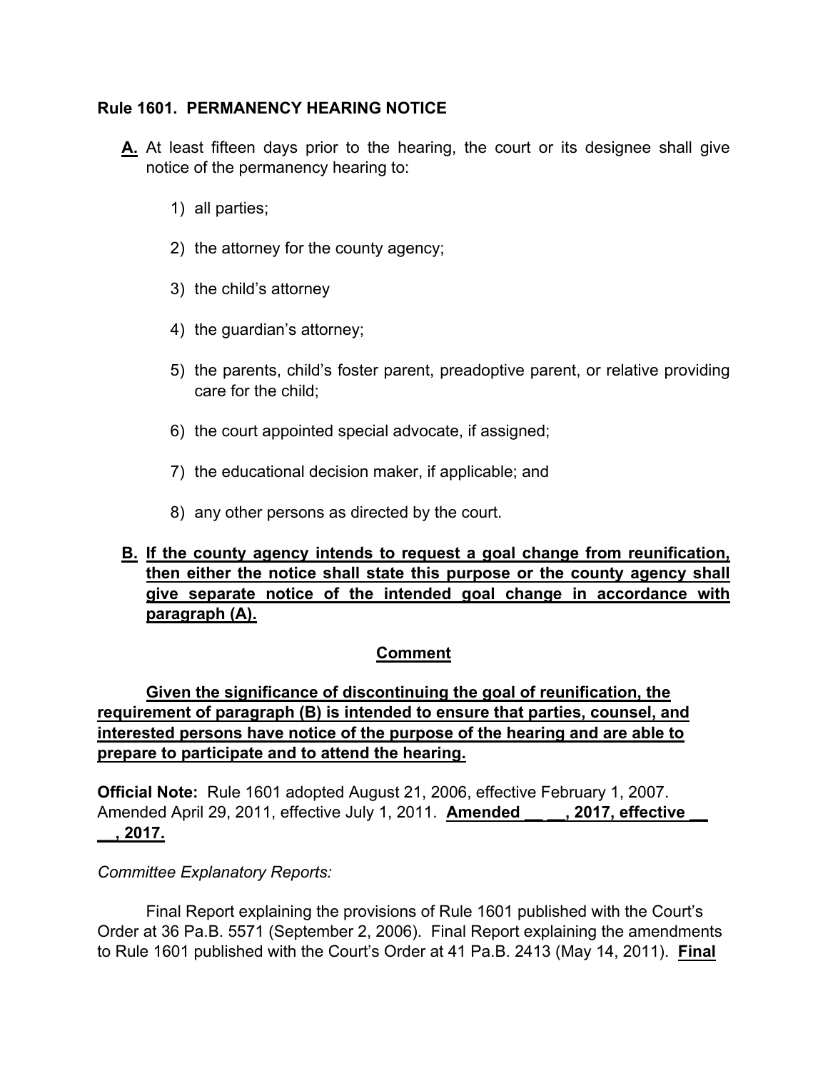**Rule 1601. PERMANENCY HEARING NOTICE**

**A.** At least fifteen days prior to the hearing, the court or its designee shall give notice of the permanency hearing to:

1) all parties;

2) the attorney for the county agency;

3) the child's attorney

4) the guardian's attorney;

5) the parents, child's foster parent, preadoptive parent, or relative providing care for the child;

6) the court appointed special advocate, if assigned;

7) the educational decision maker, if applicable; and

8) any other persons as directed by the court.

**B. If the county agency intends to request a goal change from reunification, then either the notice shall state this purpose or the county agency shall give separate notice of the intended goal change in accordance with paragraph (A).**

**Comment**

**Given the significance of discontinuing the goal of reunification, the requirement of paragraph (B) is intended to ensure that parties, counsel, and interested persons have notice of the purpose of the hearing and are able to prepare to participate and to attend the hearing.**

**Official Note:** Rule 1601 adopted August 21, 2006, effective February 1, 2007. Amended April 29, 2011, effective July 1, 2011. **Amended __ __, 2017, effective __ __, 2017.**

*Committee Explanatory Reports:*

Final Report explaining the provisions of Rule 1601 published with the Court's Order at 36 Pa.B. 5571 (September 2, 2006). Final Report explaining the amendments to Rule 1601 published with the Court's Order at 41 Pa.B. 2413 (May 14, 2011). **Final**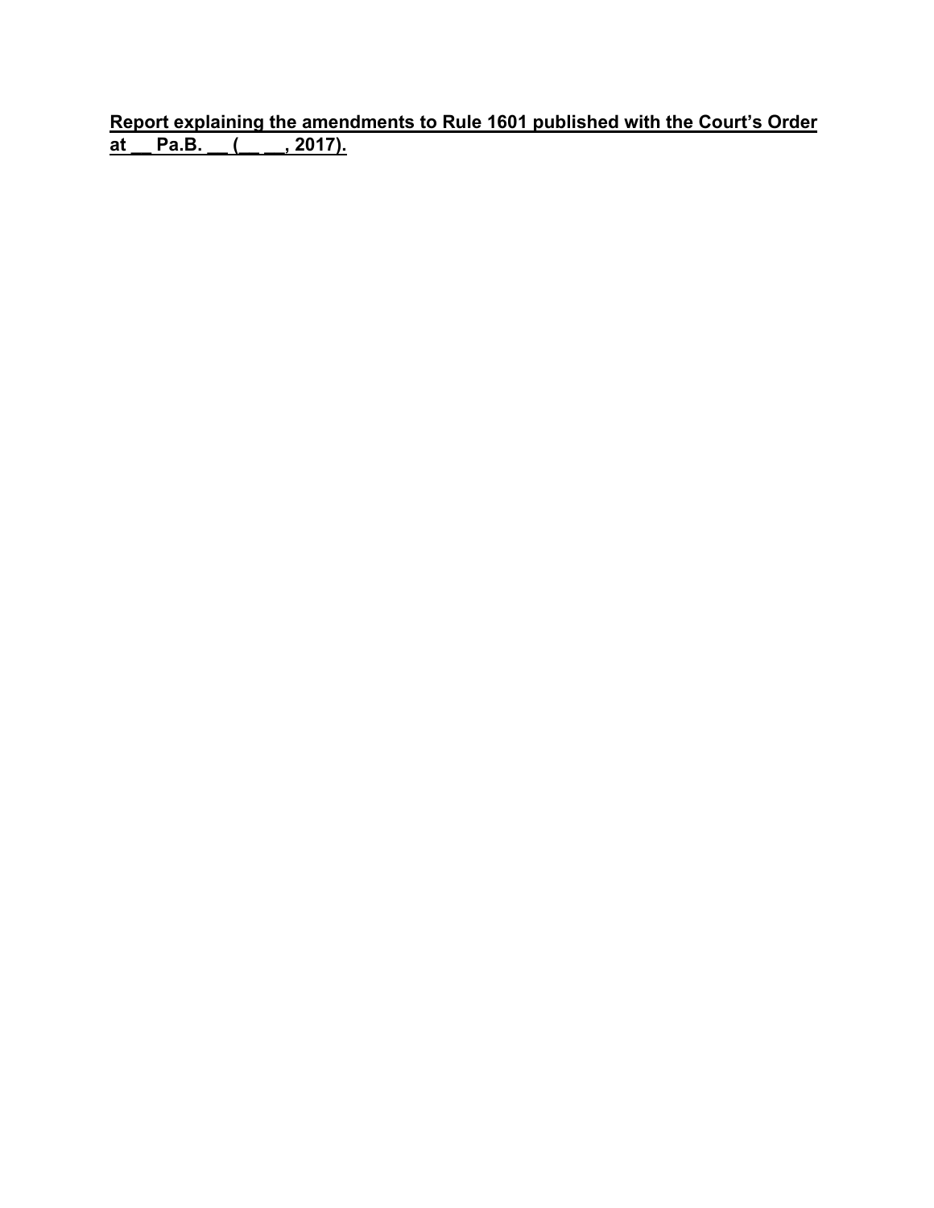**Report explaining the amendments to Rule 1601 published with the Court's Order at __ Pa.B. __ (__ __, 2017).**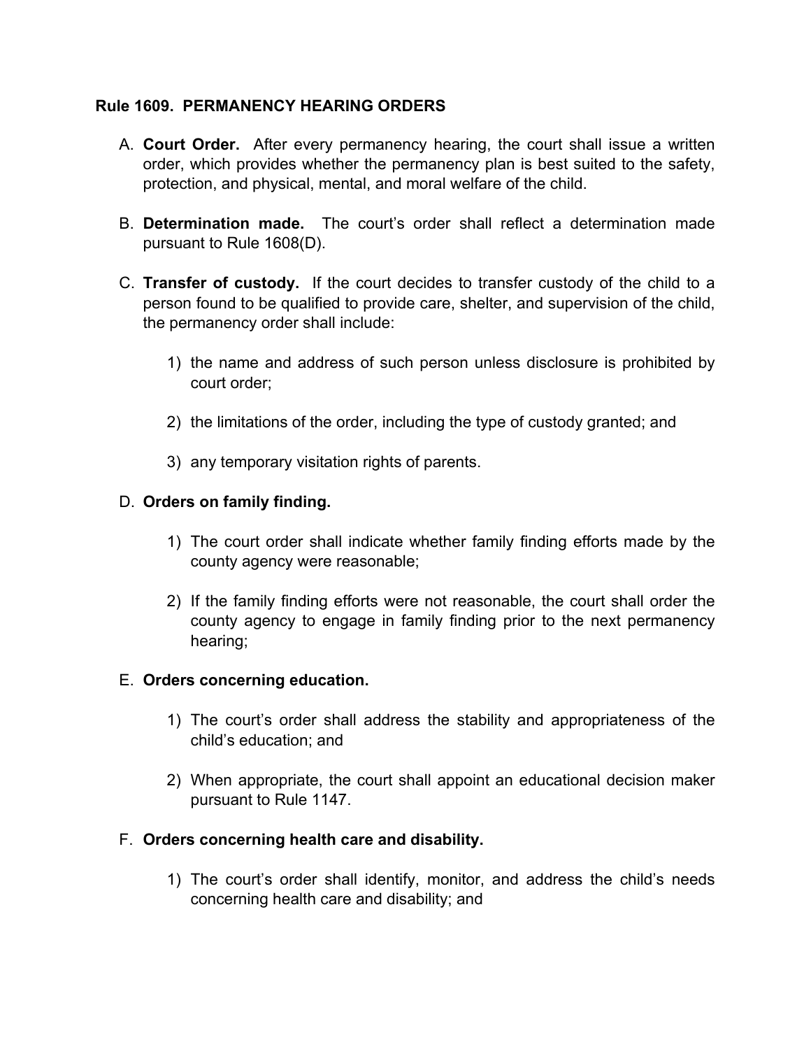## Rule 1609. PERMANENCY HEARING ORDERS

A. **Court Order.** After every permanency hearing, the court shall issue a written order, which provides whether the permanency plan is best suited to the safety, protection, and physical, mental, and moral welfare of the child.

B. **Determination made.** The court's order shall reflect a determination made pursuant to Rule 1608(D).

C. **Transfer of custody.** If the court decides to transfer custody of the child to a person found to be qualified to provide care, shelter, and supervision of the child, the permanency order shall include:

   1) the name and address of such person unless disclosure is prohibited by court order;

   2) the limitations of the order, including the type of custody granted; and

   3) any temporary visitation rights of parents.

D. **Orders on family finding.**

   1) The court order shall indicate whether family finding efforts made by the county agency were reasonable;

   2) If the family finding efforts were not reasonable, the court shall order the county agency to engage in family finding prior to the next permanency hearing;

E. **Orders concerning education.**

   1) The court's order shall address the stability and appropriateness of the child's education; and

   2) When appropriate, the court shall appoint an educational decision maker pursuant to Rule 1147.

F. **Orders concerning health care and disability.**

   1) The court's order shall identify, monitor, and address the child's needs concerning health care and disability; and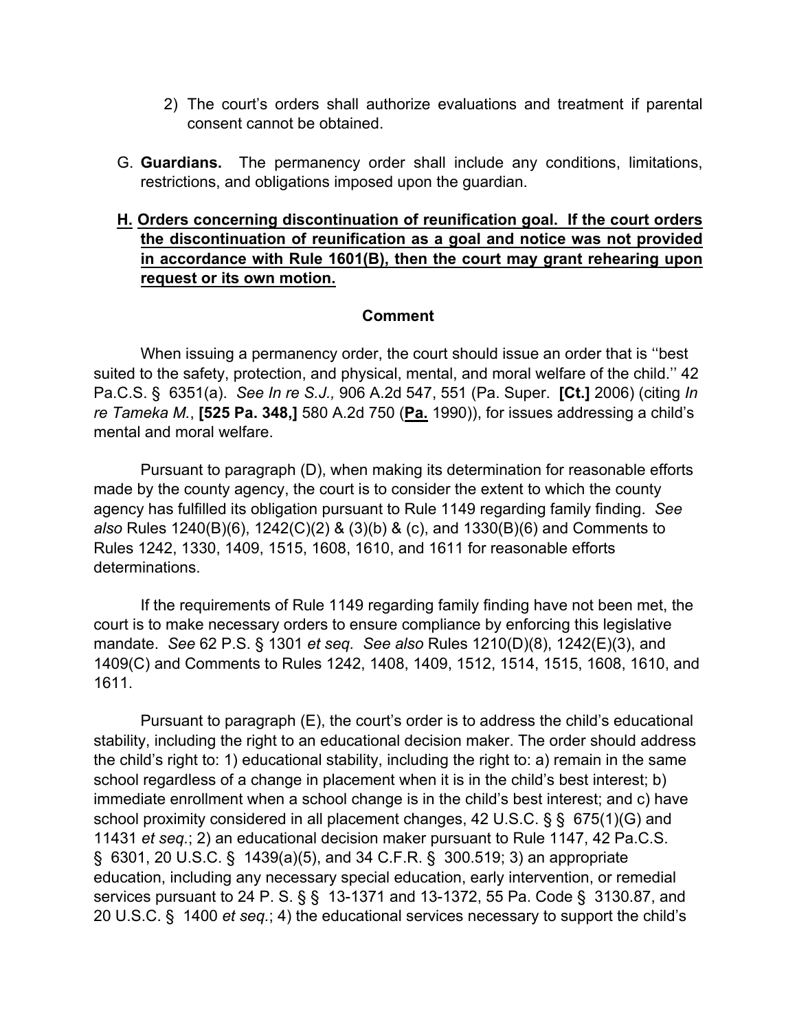2) The court's orders shall authorize evaluations and treatment if parental consent cannot be obtained.

G. **Guardians.** The permanency order shall include any conditions, limitations, restrictions, and obligations imposed upon the guardian.

**<u>H. Orders concerning discontinuation of reunification goal. If the court orders the discontinuation of reunification as a goal and notice was not provided in accordance with Rule 1601(B), then the court may grant rehearing upon request or its own motion.</u>**

**Comment**

When issuing a permanency order, the court should issue an order that is ''best suited to the safety, protection, and physical, mental, and moral welfare of the child.'' 42 Pa.C.S. § 6351(a). *See In re S.J.,* 906 A.2d 547, 551 (Pa. Super. **[Ct.]** 2006) (citing *In re Tameka M.*, **[525 Pa. 348,]** 580 A.2d 750 (**<u>Pa.</u>** 1990)), for issues addressing a child's mental and moral welfare.

Pursuant to paragraph (D), when making its determination for reasonable efforts made by the county agency, the court is to consider the extent to which the county agency has fulfilled its obligation pursuant to Rule 1149 regarding family finding. *See also* Rules 1240(B)(6), 1242(C)(2) & (3)(b) & (c), and 1330(B)(6) and Comments to Rules 1242, 1330, 1409, 1515, 1608, 1610, and 1611 for reasonable efforts determinations.

If the requirements of Rule 1149 regarding family finding have not been met, the court is to make necessary orders to ensure compliance by enforcing this legislative mandate. *See* 62 P.S. § 1301 *et seq. See also* Rules 1210(D)(8), 1242(E)(3), and 1409(C) and Comments to Rules 1242, 1408, 1409, 1512, 1514, 1515, 1608, 1610, and 1611.

Pursuant to paragraph (E), the court's order is to address the child's educational stability, including the right to an educational decision maker. The order should address the child's right to: 1) educational stability, including the right to: a) remain in the same school regardless of a change in placement when it is in the child's best interest; b) immediate enrollment when a school change is in the child's best interest; and c) have school proximity considered in all placement changes, 42 U.S.C. § § 675(1)(G) and 11431 *et seq.*; 2) an educational decision maker pursuant to Rule 1147, 42 Pa.C.S. § 6301, 20 U.S.C. § 1439(a)(5), and 34 C.F.R. § 300.519; 3) an appropriate education, including any necessary special education, early intervention, or remedial services pursuant to 24 P. S. § § 13-1371 and 13-1372, 55 Pa. Code § 3130.87, and 20 U.S.C. § 1400 *et seq.*; 4) the educational services necessary to support the child's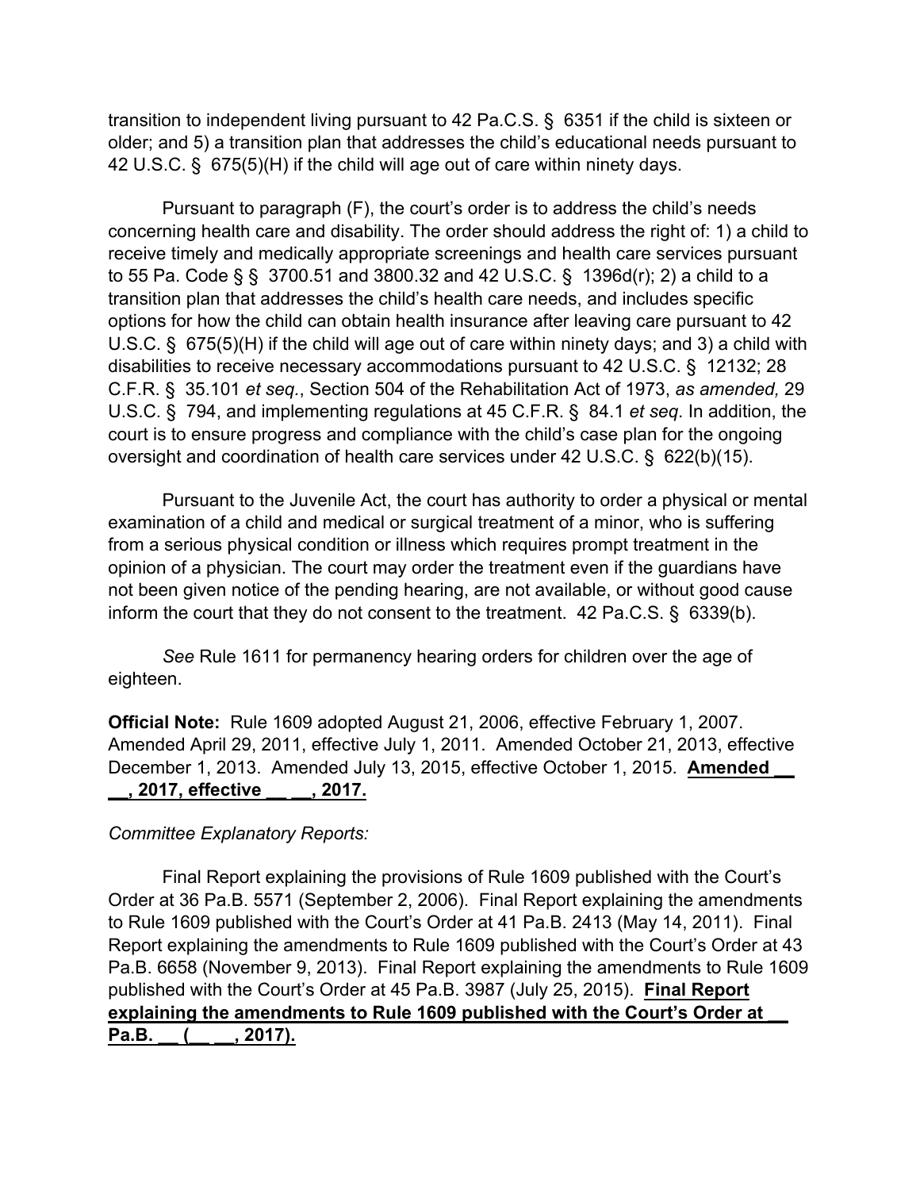transition to independent living pursuant to 42 Pa.C.S. § 6351 if the child is sixteen or older; and 5) a transition plan that addresses the child's educational needs pursuant to 42 U.S.C. § 675(5)(H) if the child will age out of care within ninety days.

Pursuant to paragraph (F), the court's order is to address the child's needs concerning health care and disability. The order should address the right of: 1) a child to receive timely and medically appropriate screenings and health care services pursuant to 55 Pa. Code § § 3700.51 and 3800.32 and 42 U.S.C. § 1396d(r); 2) a child to a transition plan that addresses the child's health care needs, and includes specific options for how the child can obtain health insurance after leaving care pursuant to 42 U.S.C. § 675(5)(H) if the child will age out of care within ninety days; and 3) a child with disabilities to receive necessary accommodations pursuant to 42 U.S.C. § 12132; 28 C.F.R. § 35.101 *et seq.*, Section 504 of the Rehabilitation Act of 1973, *as amended,* 29 U.S.C. § 794, and implementing regulations at 45 C.F.R. § 84.1 *et seq*. In addition, the court is to ensure progress and compliance with the child's case plan for the ongoing oversight and coordination of health care services under 42 U.S.C. § 622(b)(15).

Pursuant to the Juvenile Act, the court has authority to order a physical or mental examination of a child and medical or surgical treatment of a minor, who is suffering from a serious physical condition or illness which requires prompt treatment in the opinion of a physician. The court may order the treatment even if the guardians have not been given notice of the pending hearing, are not available, or without good cause inform the court that they do not consent to the treatment. 42 Pa.C.S. § 6339(b).

*See* Rule 1611 for permanency hearing orders for children over the age of eighteen.

**Official Note:** Rule 1609 adopted August 21, 2006, effective February 1, 2007. Amended April 29, 2011, effective July 1, 2011. Amended October 21, 2013, effective December 1, 2013. Amended July 13, 2015, effective October 1, 2015. <u>**Amended __ __, 2017, effective __ __, 2017.**</u>

*Committee Explanatory Reports:*

Final Report explaining the provisions of Rule 1609 published with the Court's Order at 36 Pa.B. 5571 (September 2, 2006). Final Report explaining the amendments to Rule 1609 published with the Court's Order at 41 Pa.B. 2413 (May 14, 2011). Final Report explaining the amendments to Rule 1609 published with the Court's Order at 43 Pa.B. 6658 (November 9, 2013). Final Report explaining the amendments to Rule 1609 published with the Court's Order at 45 Pa.B. 3987 (July 25, 2015). <u>**Final Report explaining the amendments to Rule 1609 published with the Court's Order at __ Pa.B. __ (__ __, 2017).**</u>